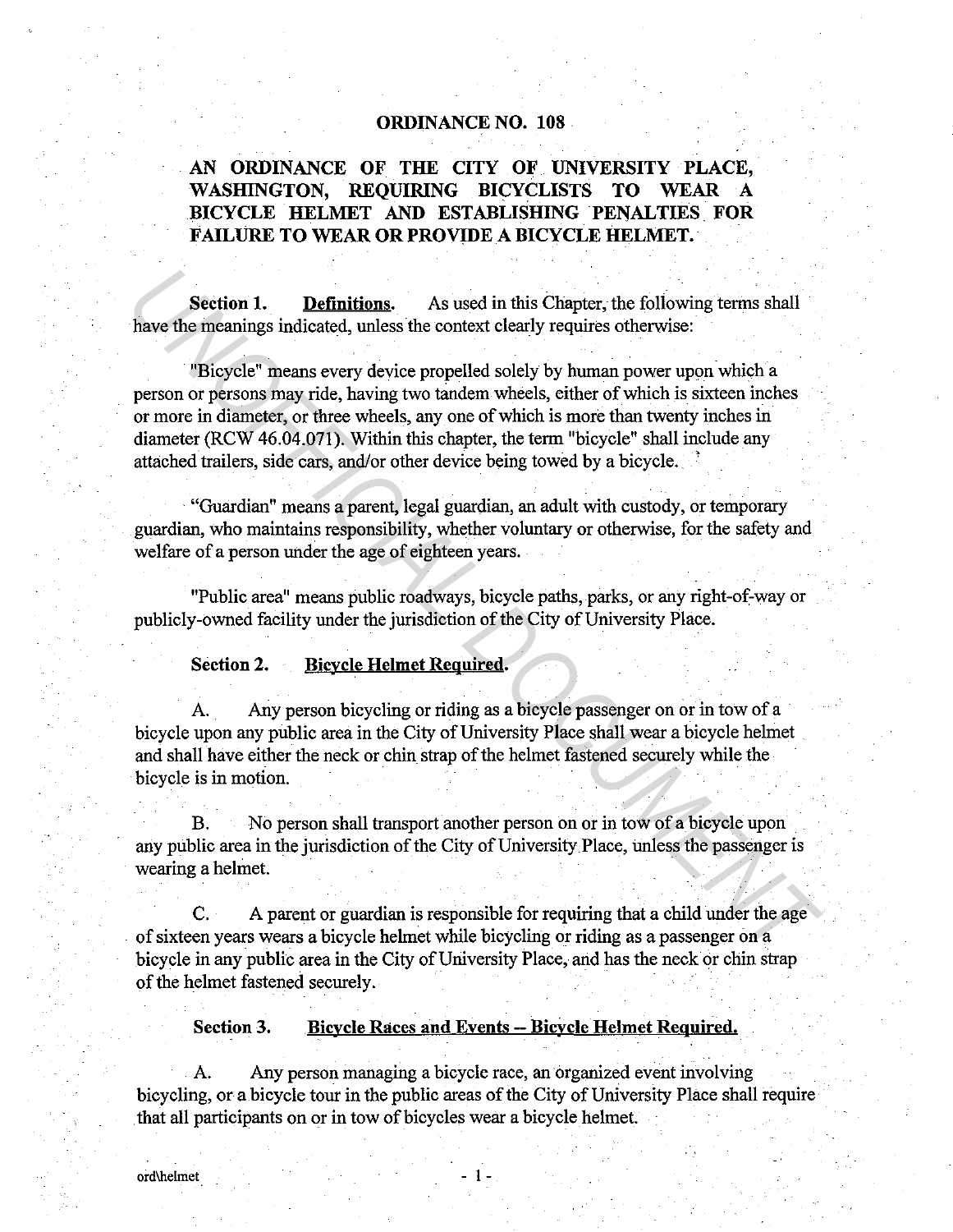# ORDINANCE NO. 108

## AN ORDINANCE OF THE CITY OF UNIVERSITY PLACE, WASHINGTON, REQUIRING BICYCLISTS TO WEAR A BICYCLE HELMET AND ESTABLISHING PENALTIES FOR FAILURE TO WEAR OR PROVIDE A BICYCLE HELMET.

**Section 1. Definitions.** As used in this Chapter, the following terms shall have the meanings indicated, unless the context clearly requires otherwise:

"Bicycle" means every device propelled solely by human power upon which a person or persons may ride, having two tandem wheels, either of which is sixteen inches or more in diameter, or three wheels, any one of which is more than twenty inches in diameter (RCW 46.04.071). Within this chapter, the term "bicycle" shall include any attached trailers, side cars, and/or other device being towed by a bicycle.

"Guardian" means a parent, legal guardian, an adult with custody, or temporary guardian, who maintains responsibility, whether voluntary or otherwise, for the safety and welfare of a person under the age of eighteen years.

"Public area" means public roadways, bicycle paths, parks, or any right-of-way or publicly-owned facility under the jurisdiction of the City of University Place.

**Section 2. Bicycle Helmet Required.**

A. Any person bicycling or riding as a bicycle passenger on or in tow of a bicycle upon any public area in the City of University Place shall wear a bicycle helmet and shall have either the neck or chin strap of the helmet fastened securely while the bicycle is in motion.

B. No person shall transport another person on or in tow of a bicycle upon any public area in the jurisdiction of the City of University Place, unless the passenger is wearing a helmet.

C. A parent or guardian is responsible for requiring that a child under the age of sixteen years wears a bicycle helmet while bicycling or riding as a passenger on a bicycle in any public area in the City of University Place, and has the neck or chin strap of the helmet fastened securely.

**Section 3. Bicycle Races and Events -- Bicycle Helmet Required.**

A. Any person managing a bicycle race, an organized event involving bicycling, or a bicycle tour in the public areas of the City of University Place shall require that all participants on or in tow of bicycles wear a bicycle helmet.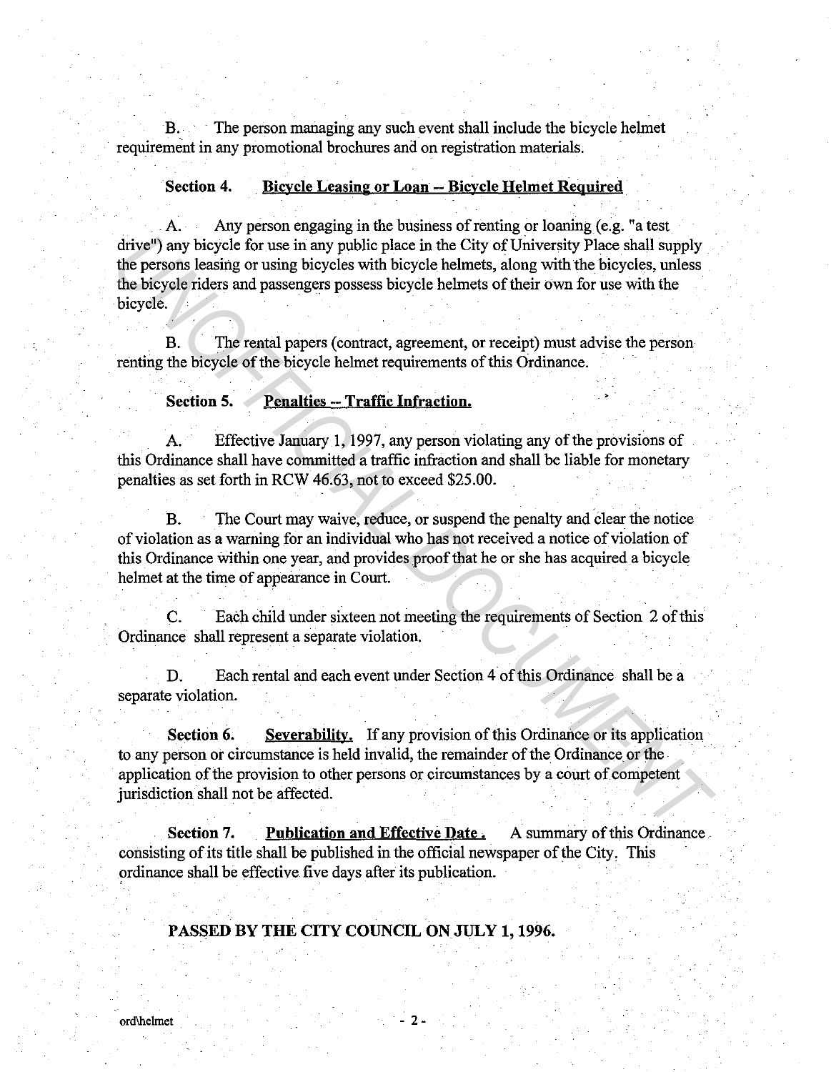B. The person managing any such event shall include the bicycle helmet requirement in any promotional brochures and on registration materials.

**Section 4. Bicycle Leasing or Loan -- Bicycle Helmet Required**

A. Any person engaging in the business of renting or loaning (e.g. "a test drive") any bicycle for use in any public place in the City of University Place shall supply the persons leasing or using bicycles with bicycle helmets, along with the bicycles, unless the bicycle riders and passengers possess bicycle helmets of their own for use with the bicycle.

B. The rental papers (contract, agreement, or receipt) must advise the person renting the bicycle of the bicycle helmet requirements of this Ordinance.

**Section 5. Penalties -- Traffic Infraction.**

A. Effective January 1, 1997, any person violating any of the provisions of this Ordinance shall have committed a traffic infraction and shall be liable for monetary penalties as set forth in RCW 46.63, not to exceed $25.00.

B. The Court may waive, reduce, or suspend the penalty and clear the notice of violation as a warning for an individual who has not received a notice of violation of this Ordinance within one year, and provides proof that he or she has acquired a bicycle helmet at the time of appearance in Court.

C. Each child under sixteen not meeting the requirements of Section 2 of this Ordinance shall represent a separate violation.

D. Each rental and each event under Section 4 of this Ordinance shall be a separate violation.

**Section 6. Severability.** If any provision of this Ordinance or its application to any person or circumstance is held invalid, the remainder of the Ordinance or the application of the provision to other persons or circumstances by a court of competent jurisdiction shall not be affected.

**Section 7. Publication and Effective Date.** A summary of this Ordinance consisting of its title shall be published in the official newspaper of the City. This ordinance shall be effective five days after its publication.

**PASSED BY THE CITY COUNCIL ON JULY 1, 1996.**

ord\helmet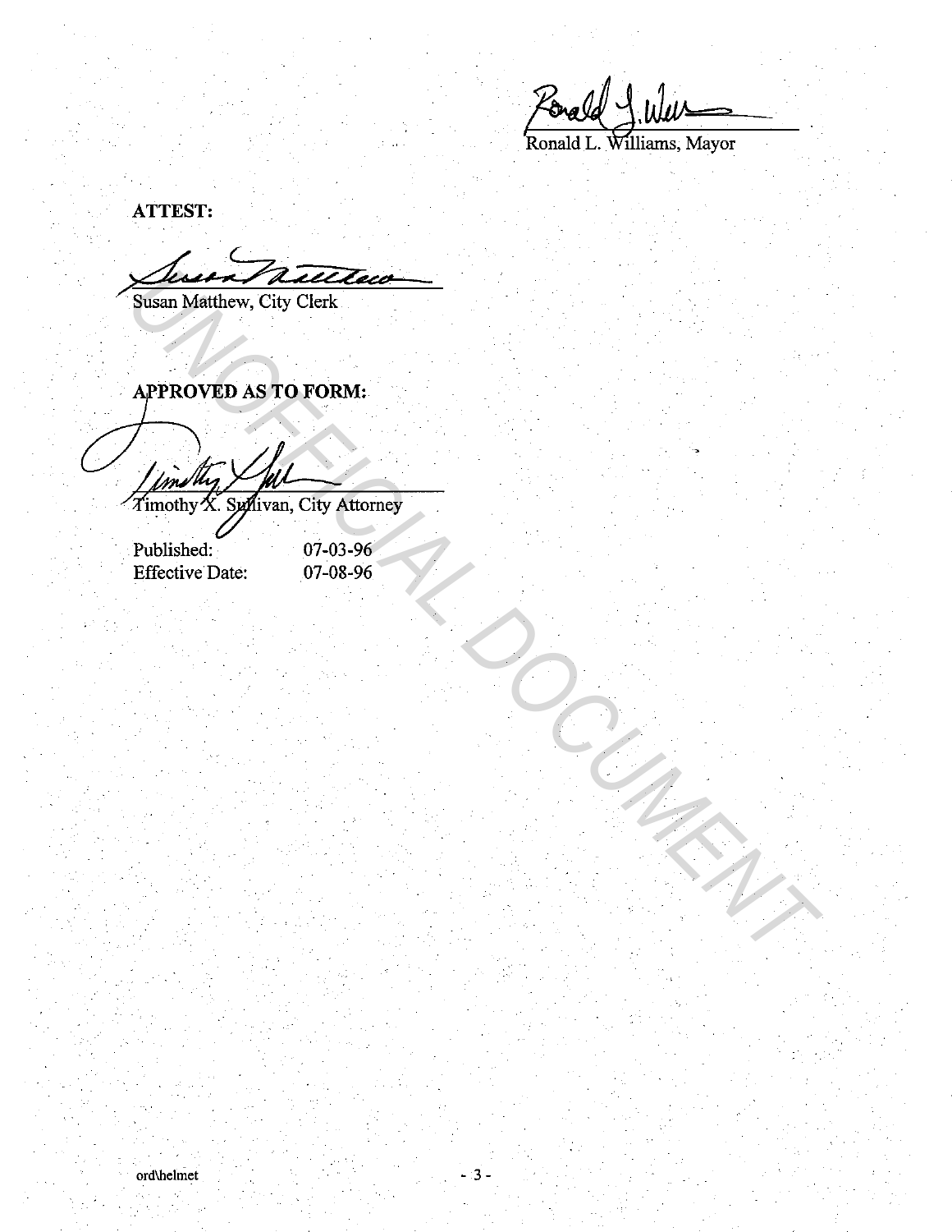Ronald L. Williams, Mayor

**ATTEST:**

Susan Matthew, City Clerk

**APPROVED AS TO FORM:**

Timothy X. Sullivan, City Attorney

| | |
|---|---|
| Published: | 07-03-96 |
| Effective Date: | 07-08-96 |

ord\helmet